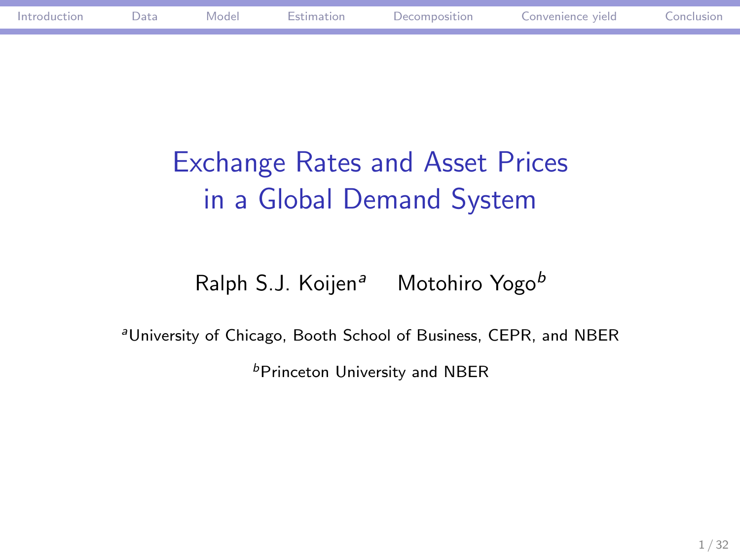# Exchange Rates and Asset Prices in a Global Demand System

Ralph S.J. Koijen[a] Motohiro Yogo[b]

[a]University of Chicago, Booth School of Business, CEPR, and NBER

[b]Princeton University and NBER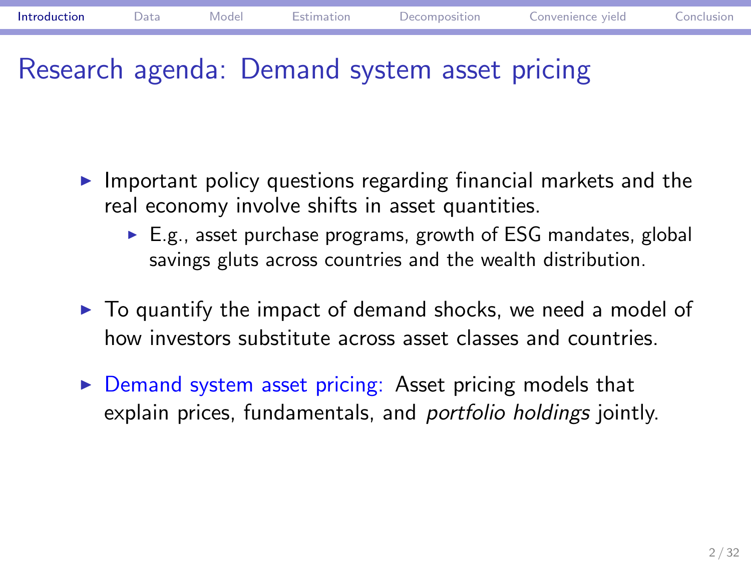# Research agenda: Demand system asset pricing

- Important policy questions regarding financial markets and the real economy involve shifts in asset quantities.
  - E.g., asset purchase programs, growth of ESG mandates, global savings gluts across countries and the wealth distribution.
- To quantify the impact of demand shocks, we need a model of how investors substitute across asset classes and countries.
- Demand system asset pricing: Asset pricing models that explain prices, fundamentals, and *portfolio holdings* jointly.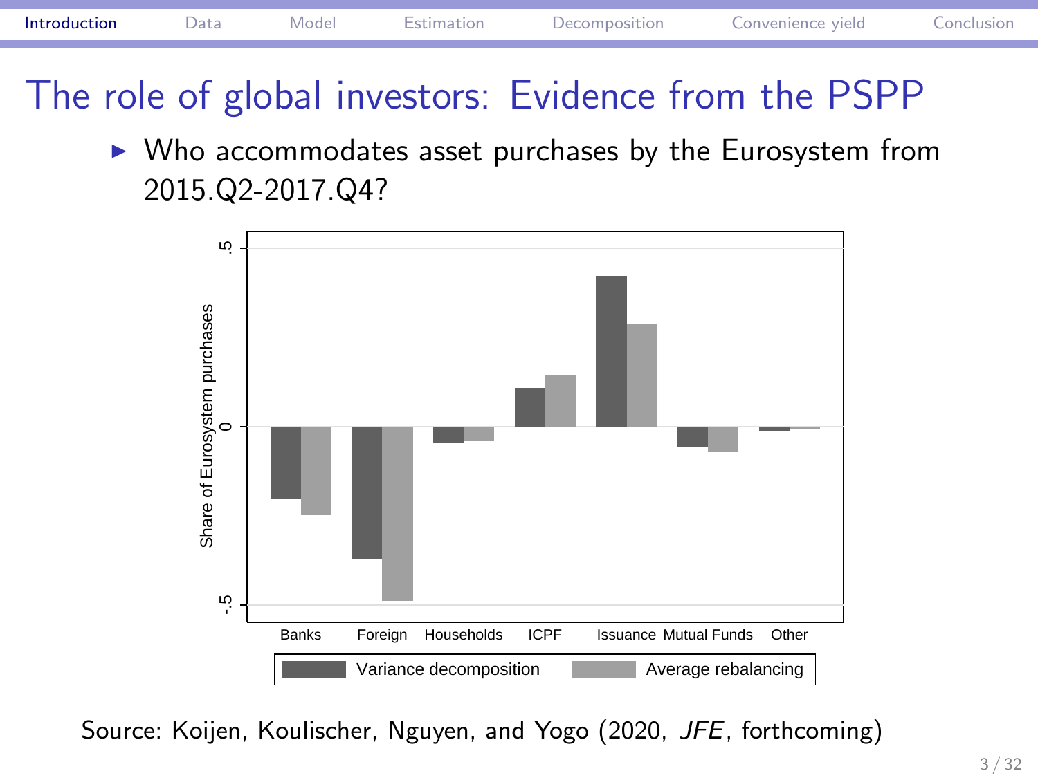# The role of global investors: Evidence from the PSPP

- Who accommodates asset purchases by the Eurosystem from 2015.Q2-2017.Q4?

Source: Koijen, Koulischer, Nguyen, and Yogo (2020, *JFE*, forthcoming)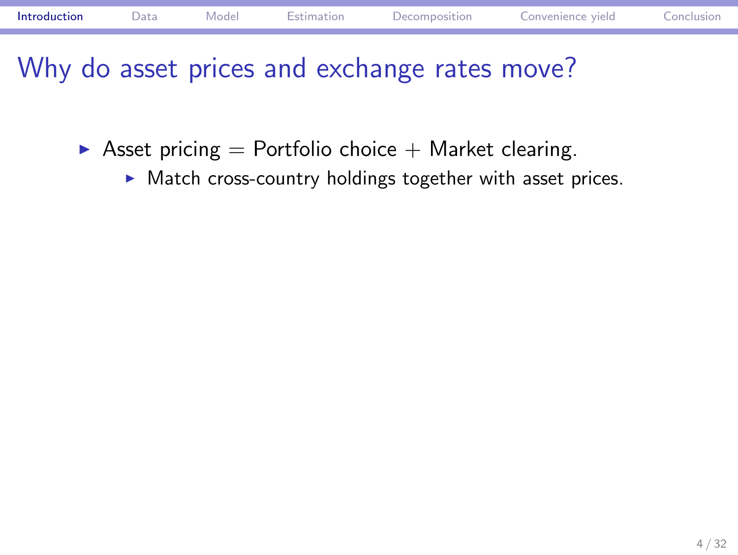# Why do asset prices and exchange rates move?

- Asset pricing = Portfolio choice + Market clearing.
  - Match cross-country holdings together with asset prices.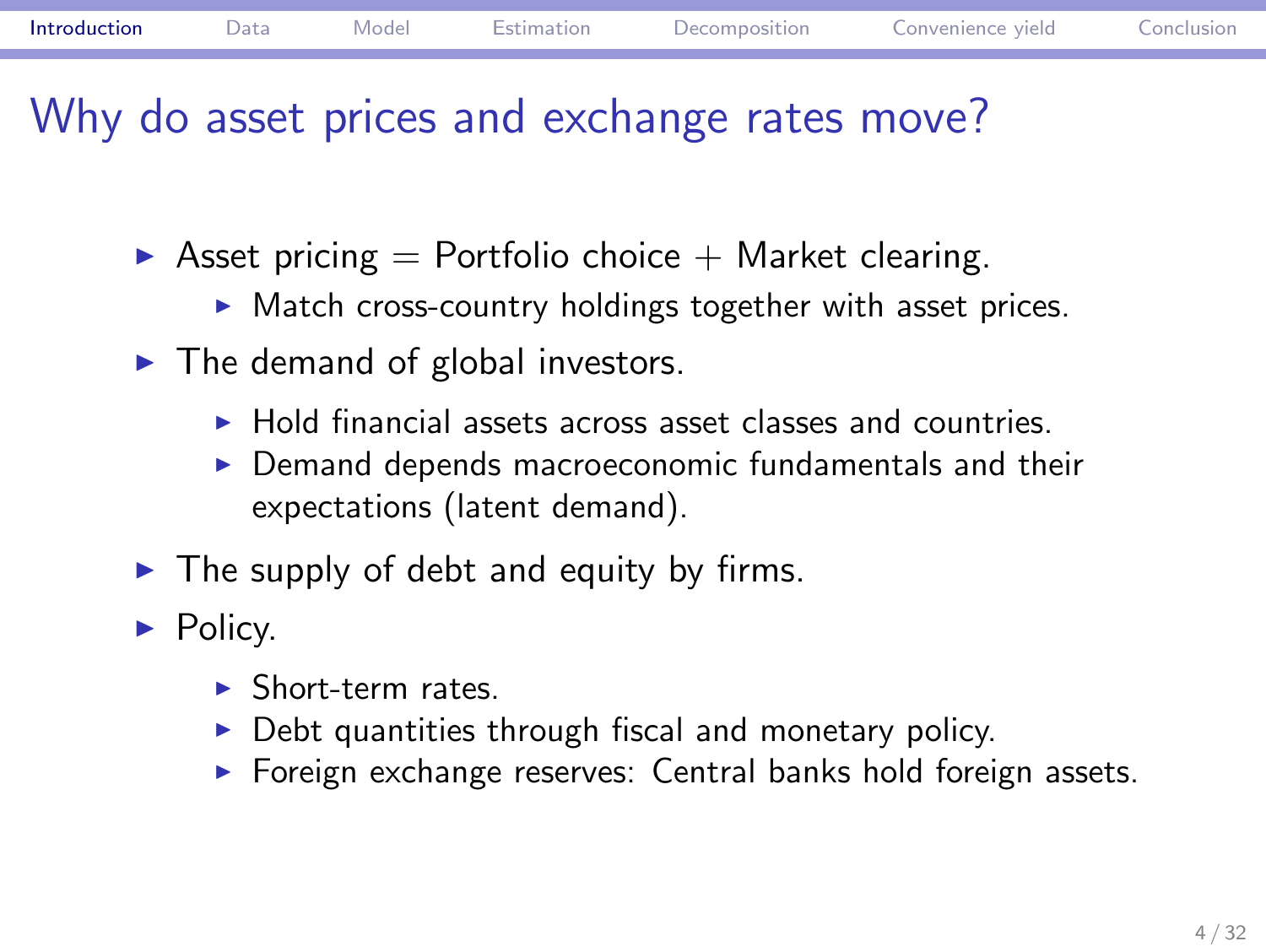# Why do asset prices and exchange rates move?

- Asset pricing = Portfolio choice + Market clearing.
  - Match cross-country holdings together with asset prices.
- The demand of global investors.
  - Hold financial assets across asset classes and countries.
  - Demand depends macroeconomic fundamentals and their expectations (latent demand).
- The supply of debt and equity by firms.
- Policy.
  - Short-term rates.
  - Debt quantities through fiscal and monetary policy.
  - Foreign exchange reserves: Central banks hold foreign assets.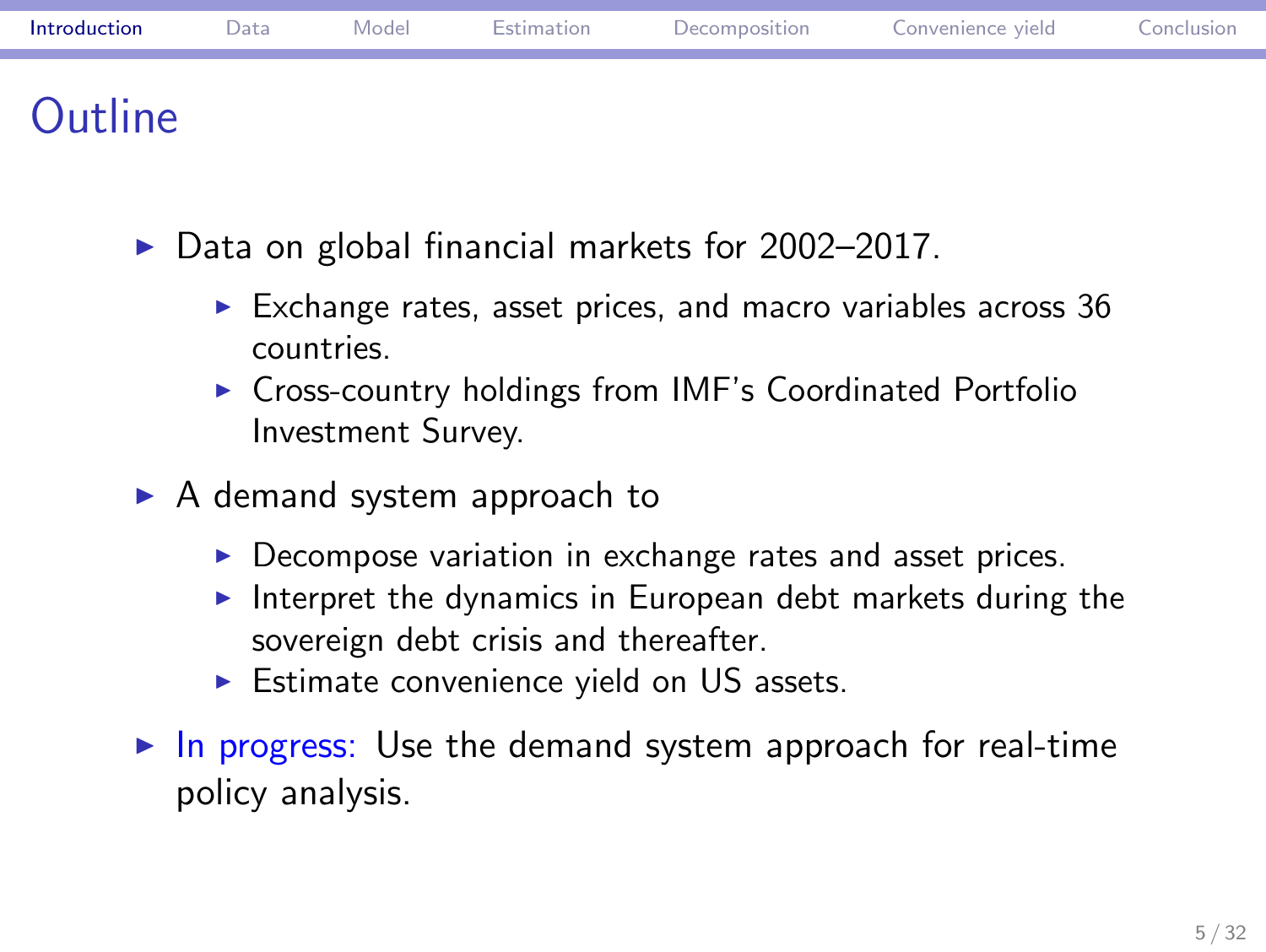# Outline

- Data on global financial markets for 2002–2017.
  - Exchange rates, asset prices, and macro variables across 36 countries.
  - Cross-country holdings from IMF's Coordinated Portfolio Investment Survey.
- A demand system approach to
  - Decompose variation in exchange rates and asset prices.
  - Interpret the dynamics in European debt markets during the sovereign debt crisis and thereafter.
  - Estimate convenience yield on US assets.
- In progress: Use the demand system approach for real-time policy analysis.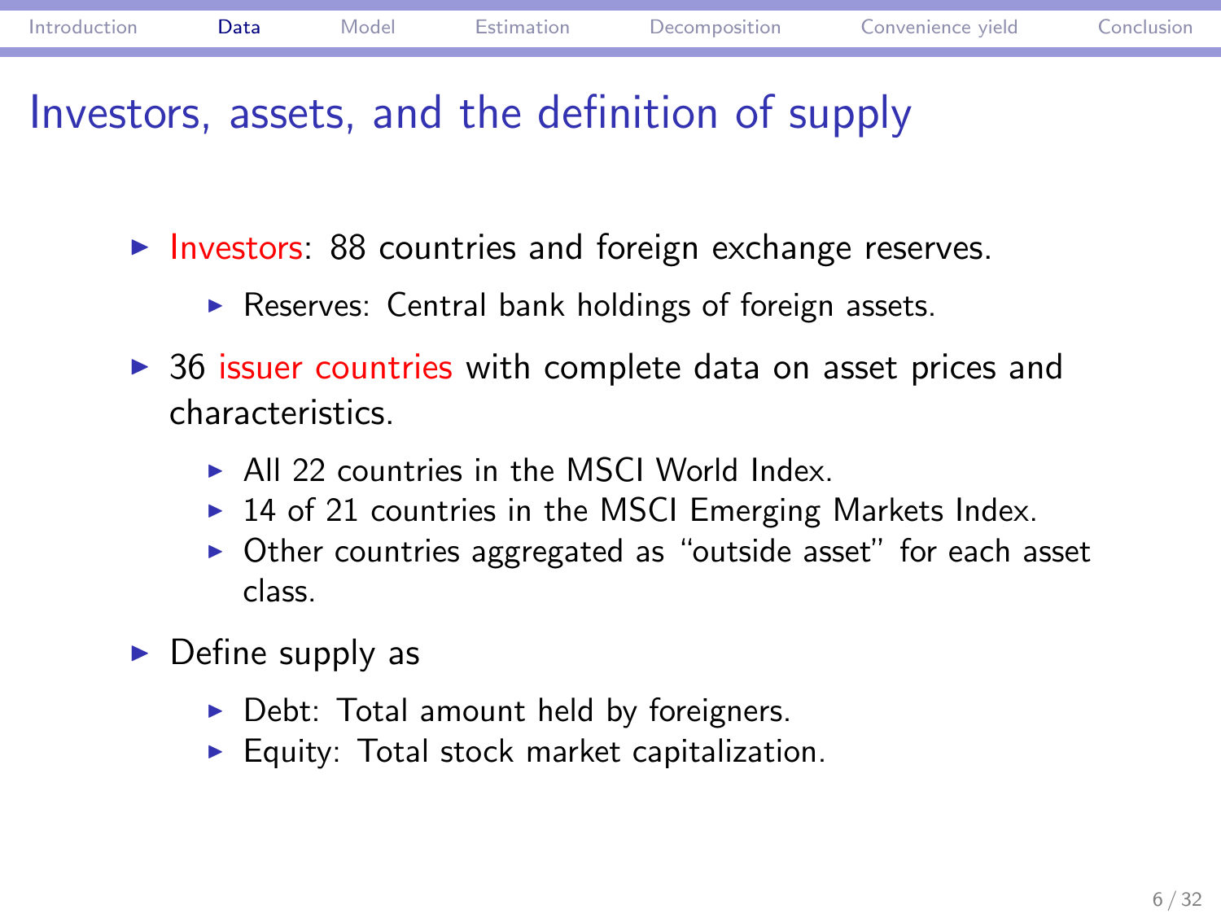# Investors, assets, and the definition of supply

- Investors: 88 countries and foreign exchange reserves.
  - Reserves: Central bank holdings of foreign assets.
- 36 issuer countries with complete data on asset prices and characteristics.
  - All 22 countries in the MSCI World Index.
  - 14 of 21 countries in the MSCI Emerging Markets Index.
  - Other countries aggregated as "outside asset" for each asset class.
- Define supply as
  - Debt: Total amount held by foreigners.
  - Equity: Total stock market capitalization.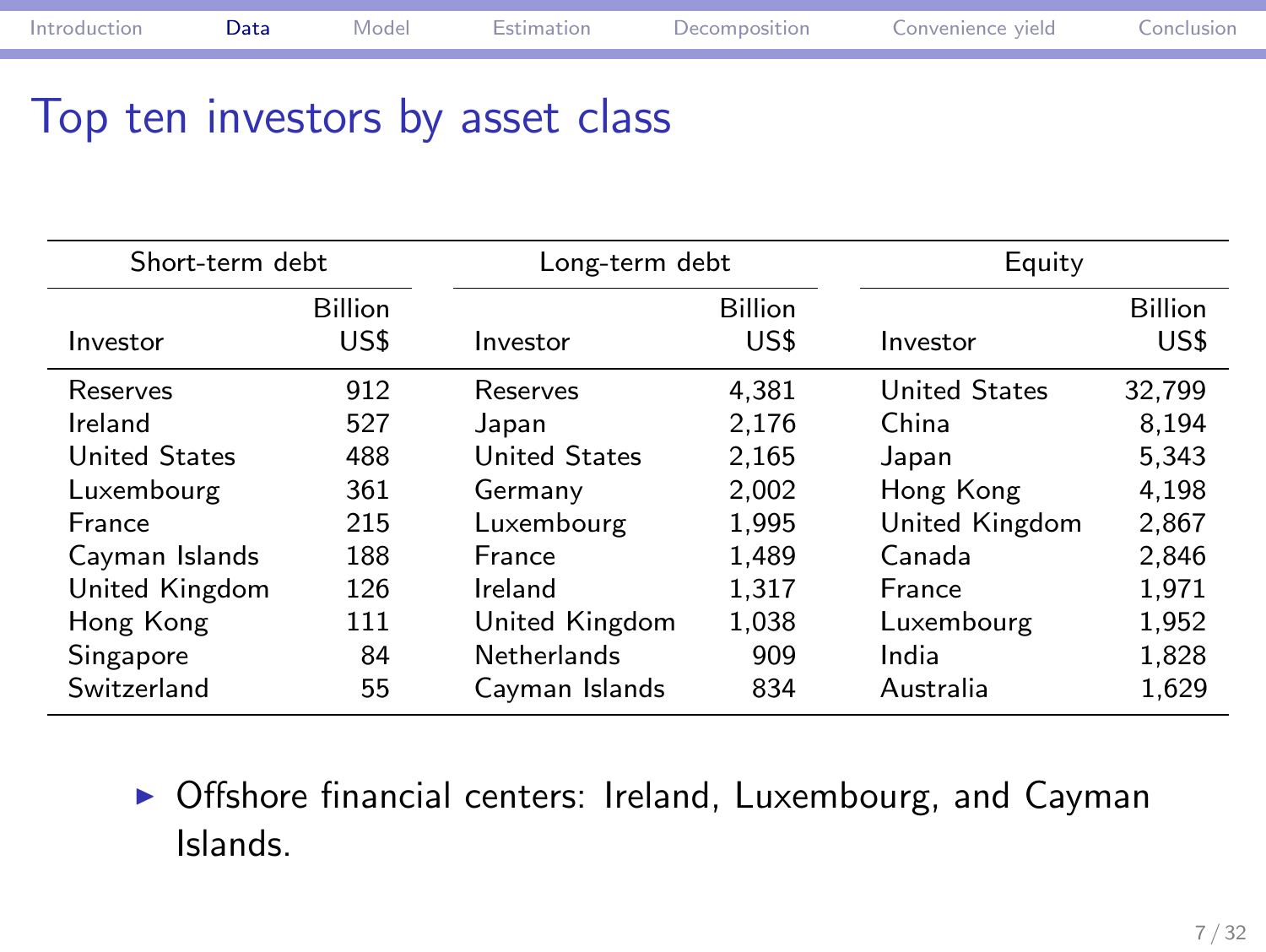# Top ten investors by asset class

| Short-term debt | | Long-term debt | | Equity | |
|---|---|---|---|---|---|
| Investor | Billion US$ | Investor | Billion US$ | Investor | Billion US$ |
| Reserves | 912 | Reserves | 4,381 | United States | 32,799 |
| Ireland | 527 | Japan | 2,176 | China | 8,194 |
| United States | 488 | United States | 2,165 | Japan | 5,343 |
| Luxembourg | 361 | Germany | 2,002 | Hong Kong | 4,198 |
| France | 215 | Luxembourg | 1,995 | United Kingdom | 2,867 |
| Cayman Islands | 188 | France | 1,489 | Canada | 2,846 |
| United Kingdom | 126 | Ireland | 1,317 | France | 1,971 |
| Hong Kong | 111 | United Kingdom | 1,038 | Luxembourg | 1,952 |
| Singapore | 84 | Netherlands | 909 | India | 1,828 |
| Switzerland | 55 | Cayman Islands | 834 | Australia | 1,629 |

- Offshore financial centers: Ireland, Luxembourg, and Cayman Islands.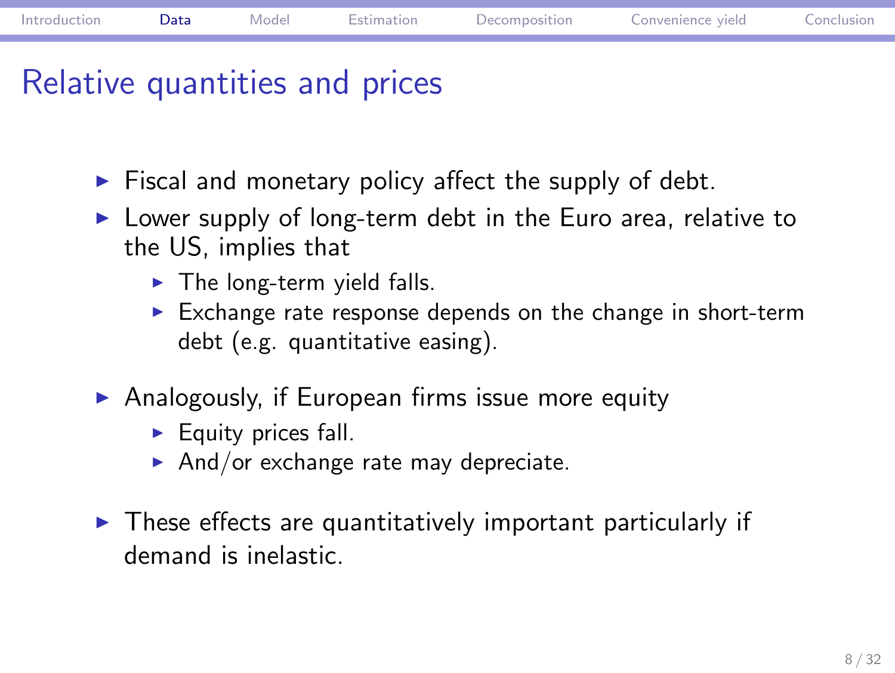# Relative quantities and prices

- Fiscal and monetary policy affect the supply of debt.
- Lower supply of long-term debt in the Euro area, relative to the US, implies that
  - The long-term yield falls.
  - Exchange rate response depends on the change in short-term debt (e.g. quantitative easing).
- Analogously, if European firms issue more equity
  - Equity prices fall.
  - And/or exchange rate may depreciate.
- These effects are quantitatively important particularly if demand is inelastic.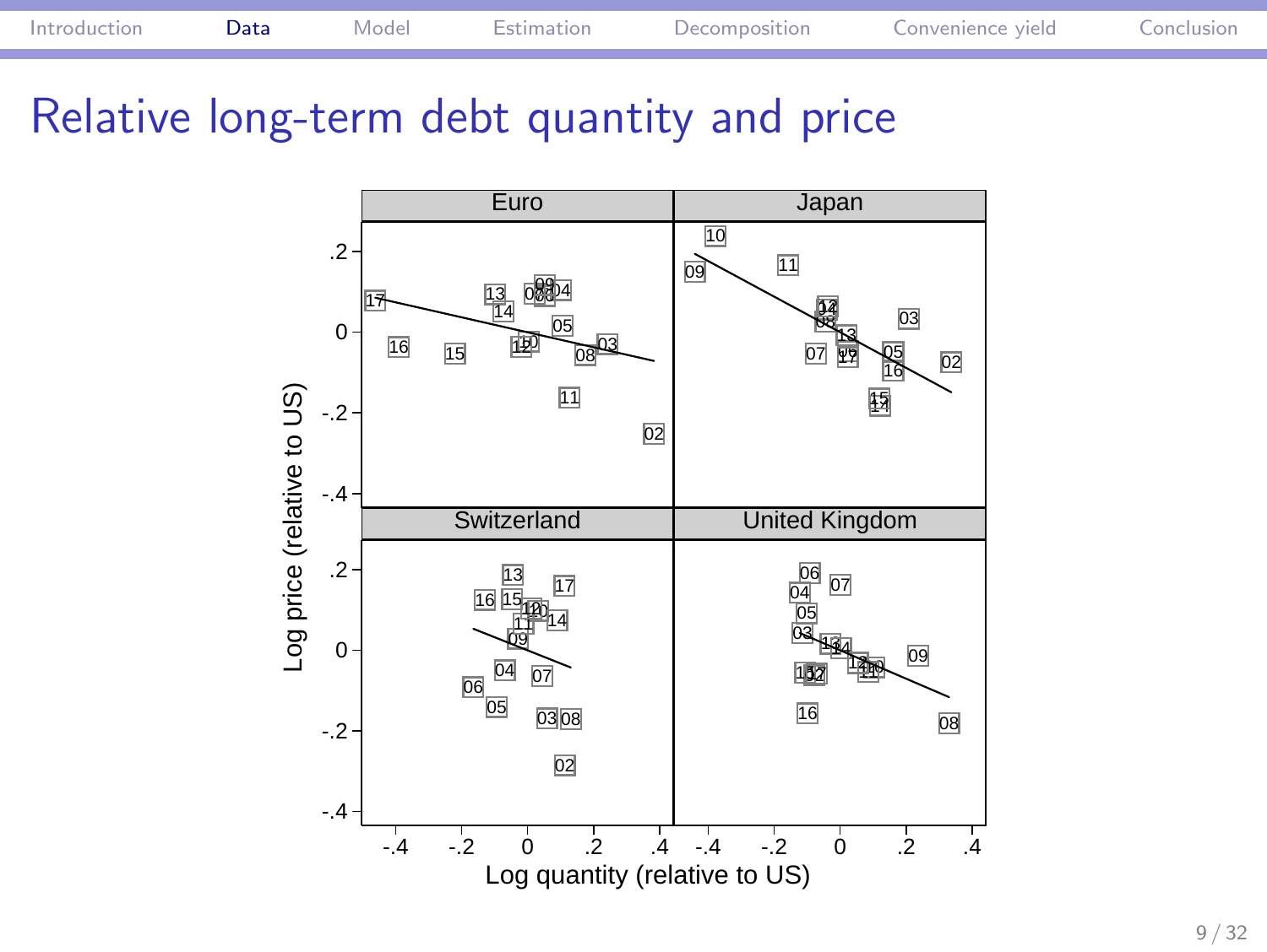# Relative long-term debt quantity and price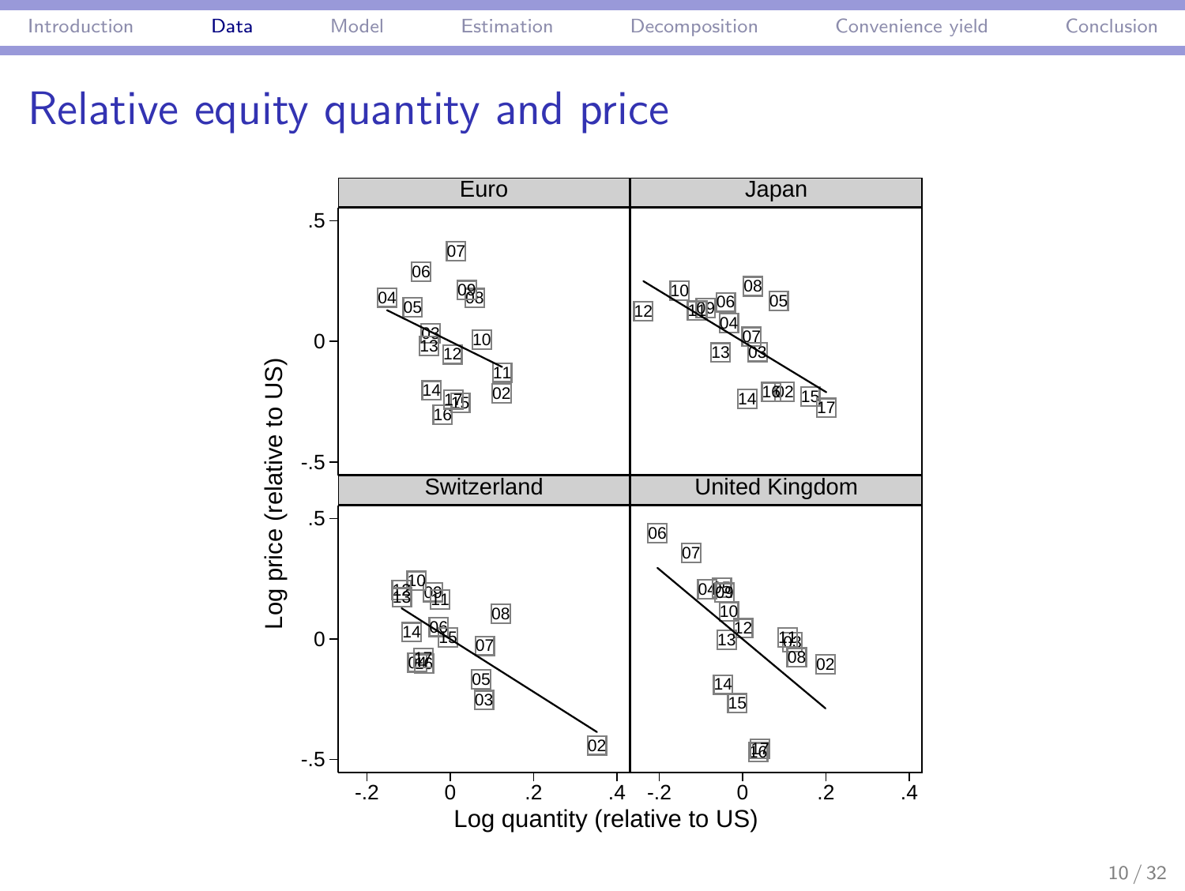# Relative equity quantity and price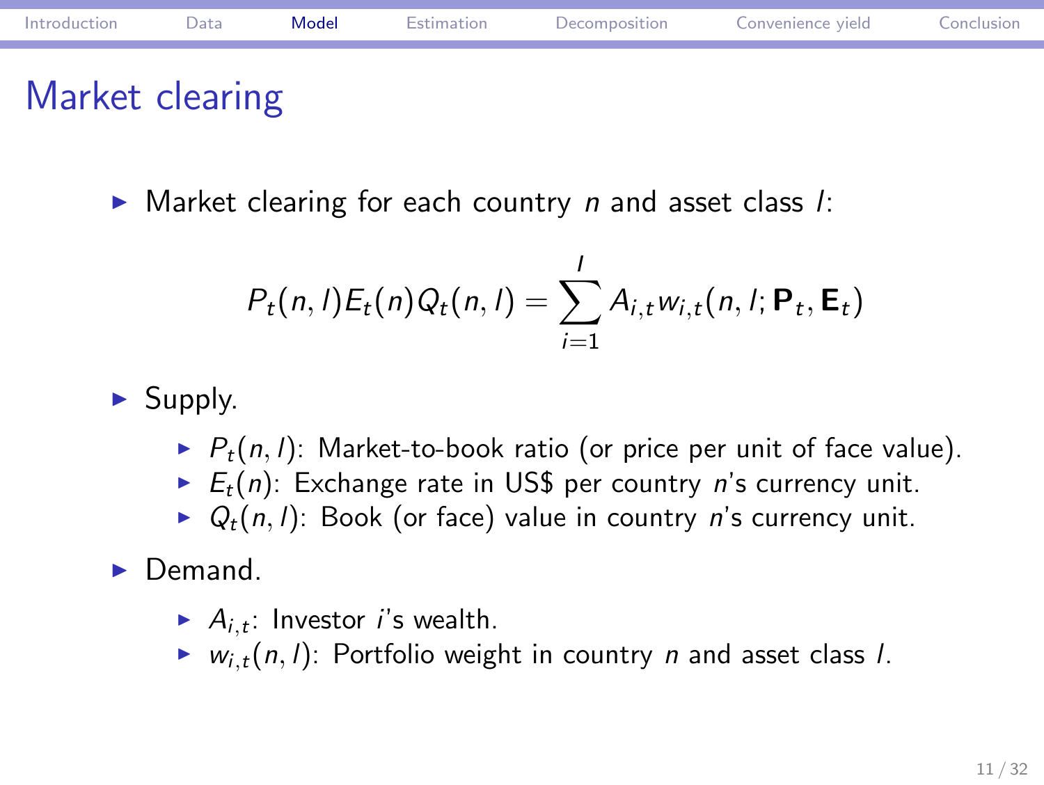# Market clearing

- Market clearing for each country $n$ and asset class $l$:

$$P_t(n,l)E_t(n)Q_t(n,l) = \sum_{i=1}^{I} A_{i,t} w_{i,t}(n,l;\mathbf{P}_t,\mathbf{E}_t)$$

- Supply.
  - $P_t(n,l)$: Market-to-book ratio (or price per unit of face value).
  - $E_t(n)$: Exchange rate in US$ per country $n$'s currency unit.
  - $Q_t(n,l)$: Book (or face) value in country $n$'s currency unit.
- Demand.
  - $A_{i,t}$: Investor $i$'s wealth.
  - $w_{i,t}(n,l)$: Portfolio weight in country $n$ and asset class $l$.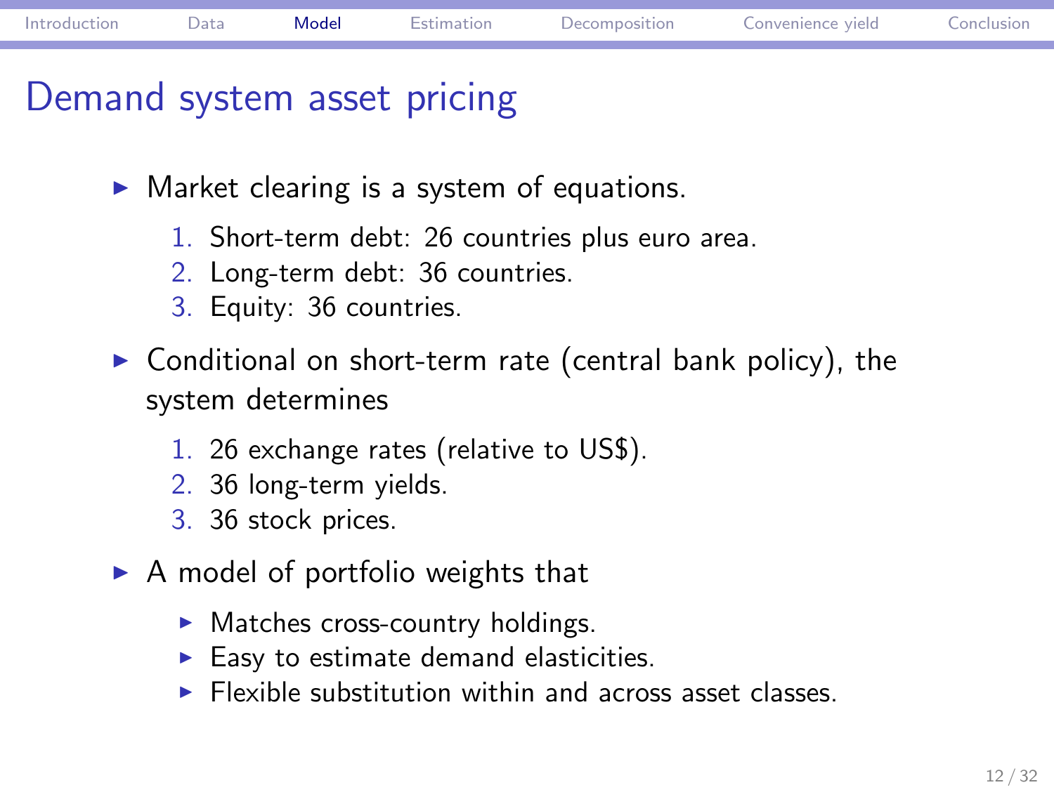# Demand system asset pricing

- Market clearing is a system of equations.
  1. Short-term debt: 26 countries plus euro area.
  2. Long-term debt: 36 countries.
  3. Equity: 36 countries.
- Conditional on short-term rate (central bank policy), the system determines
  1. 26 exchange rates (relative to US$).
  2. 36 long-term yields.
  3. 36 stock prices.
- A model of portfolio weights that
  - Matches cross-country holdings.
  - Easy to estimate demand elasticities.
  - Flexible substitution within and across asset classes.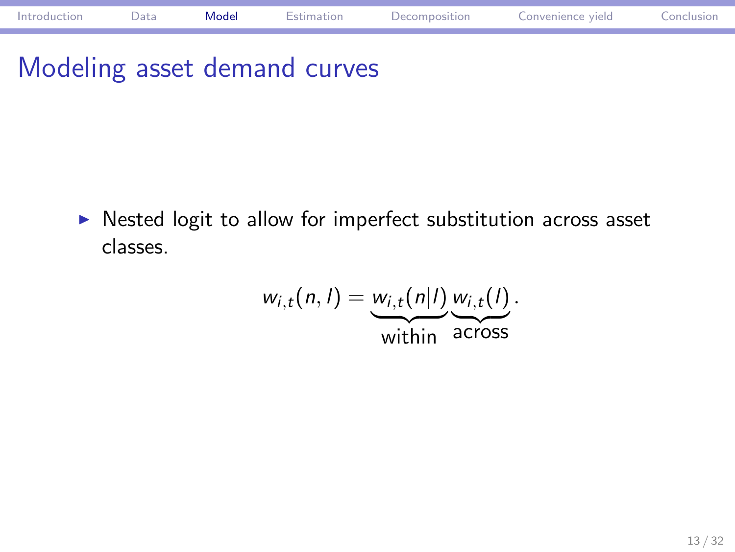# Modeling asset demand curves

- Nested logit to allow for imperfect substitution across asset classes.

$$w_{i,t}(n,l) = \underbrace{w_{i,t}(n|l)}_{\text{within}} \underbrace{w_{i,t}(l)}_{\text{across}}.$$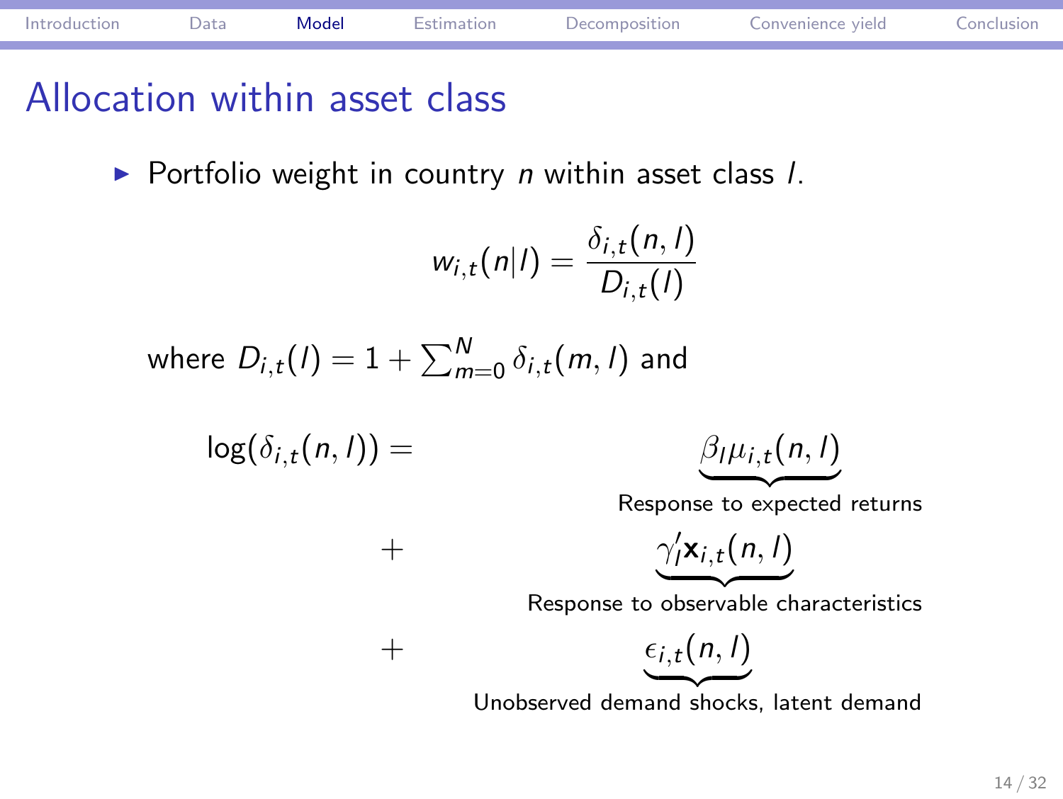# Allocation within asset class

- Portfolio weight in country $n$ within asset class $l$.

$$w_{i,t}(n|l) = \frac{\delta_{i,t}(n,l)}{D_{i,t}(l)}$$

where $D_{i,t}(l) = 1 + \sum_{m=0}^{N} \delta_{i,t}(m,l)$ and

$$\log(\delta_{i,t}(n,l)) = \underbrace{\beta_l \mu_{i,t}(n,l)}_{\text{Response to expected returns}} + \underbrace{\gamma_l' \mathbf{x}_{i,t}(n,l)}_{\text{Response to observable characteristics}} + \underbrace{\epsilon_{i,t}(n,l)}_{\text{Unobserved demand shocks, latent demand}}$$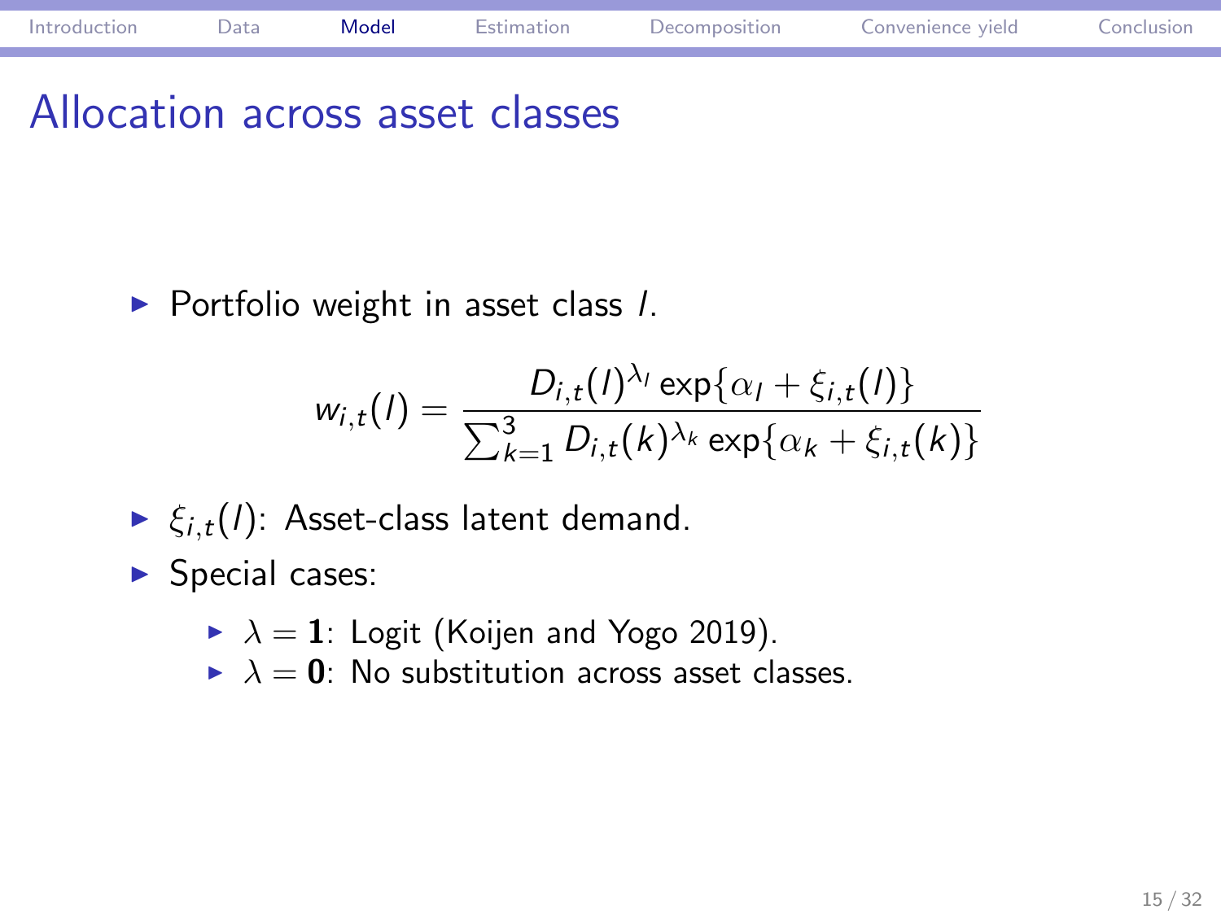# Allocation across asset classes

- Portfolio weight in asset class $l$.

$$w_{i,t}(l) = \frac{D_{i,t}(l)^{\lambda_l} \exp\{\alpha_l + \xi_{i,t}(l)\}}{\sum_{k=1}^{3} D_{i,t}(k)^{\lambda_k} \exp\{\alpha_k + \xi_{i,t}(k)\}}$$

- $\xi_{i,t}(l)$: Asset-class latent demand.
- Special cases:
  - $\lambda = \mathbf{1}$: Logit (Koijen and Yogo 2019).
  - $\lambda = \mathbf{0}$: No substitution across asset classes.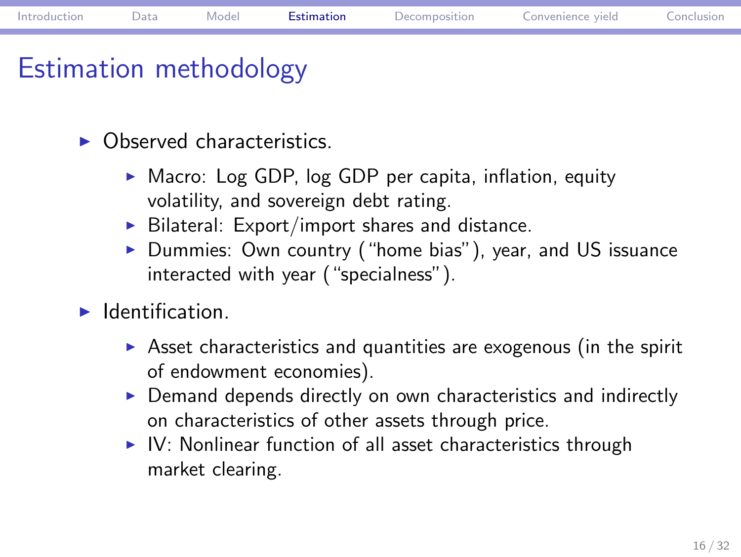# Estimation methodology

- Observed characteristics.
  - Macro: Log GDP, log GDP per capita, inflation, equity volatility, and sovereign debt rating.
  - Bilateral: Export/import shares and distance.
  - Dummies: Own country ("home bias"), year, and US issuance interacted with year ("specialness").
- Identification.
  - Asset characteristics and quantities are exogenous (in the spirit of endowment economies).
  - Demand depends directly on own characteristics and indirectly on characteristics of other assets through price.
  - IV: Nonlinear function of all asset characteristics through market clearing.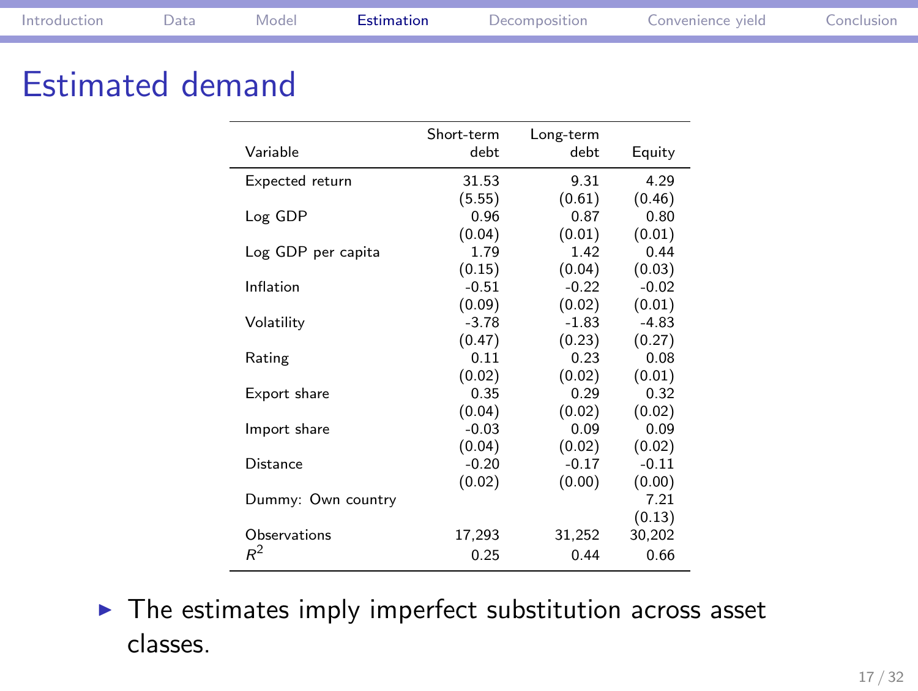# Estimated demand

| Variable | Short-term debt | Long-term debt | Equity |
|---|---|---|---|
| Expected return | 31.53 | 9.31 | 4.29 |
| | (5.55) | (0.61) | (0.46) |
| Log GDP | 0.96 | 0.87 | 0.80 |
| | (0.04) | (0.01) | (0.01) |
| Log GDP per capita | 1.79 | 1.42 | 0.44 |
| | (0.15) | (0.04) | (0.03) |
| Inflation | -0.51 | -0.22 | -0.02 |
| | (0.09) | (0.02) | (0.01) |
| Volatility | -3.78 | -1.83 | -4.83 |
| | (0.47) | (0.23) | (0.27) |
| Rating | 0.11 | 0.23 | 0.08 |
| | (0.02) | (0.02) | (0.01) |
| Export share | 0.35 | 0.29 | 0.32 |
| | (0.04) | (0.02) | (0.02) |
| Import share | -0.03 | 0.09 | 0.09 |
| | (0.04) | (0.02) | (0.02) |
| Distance | -0.20 | -0.17 | -0.11 |
| | (0.02) | (0.00) | (0.00) |
| Dummy: Own country | | | 7.21 |
| | | | (0.13) |
| Observations | 17,293 | 31,252 | 30,202 |
| $R^2$ | 0.25 | 0.44 | 0.66 |

- The estimates imply imperfect substitution across asset classes.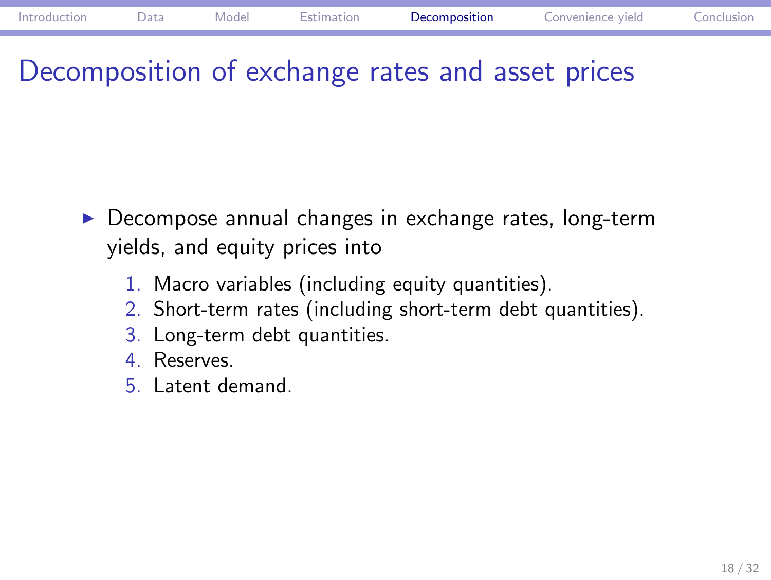# Decomposition of exchange rates and asset prices

- Decompose annual changes in exchange rates, long-term yields, and equity prices into
  1. Macro variables (including equity quantities).
  2. Short-term rates (including short-term debt quantities).
  3. Long-term debt quantities.
  4. Reserves.
  5. Latent demand.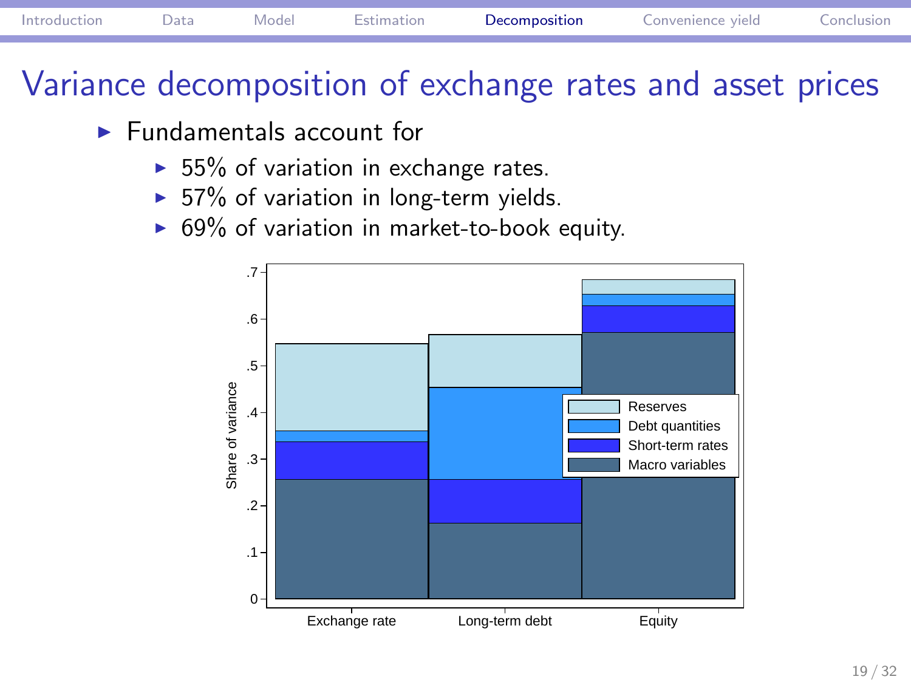# Variance decomposition of exchange rates and asset prices

- Fundamentals account for
  - 55% of variation in exchange rates.
  - 57% of variation in long-term yields.
  - 69% of variation in market-to-book equity.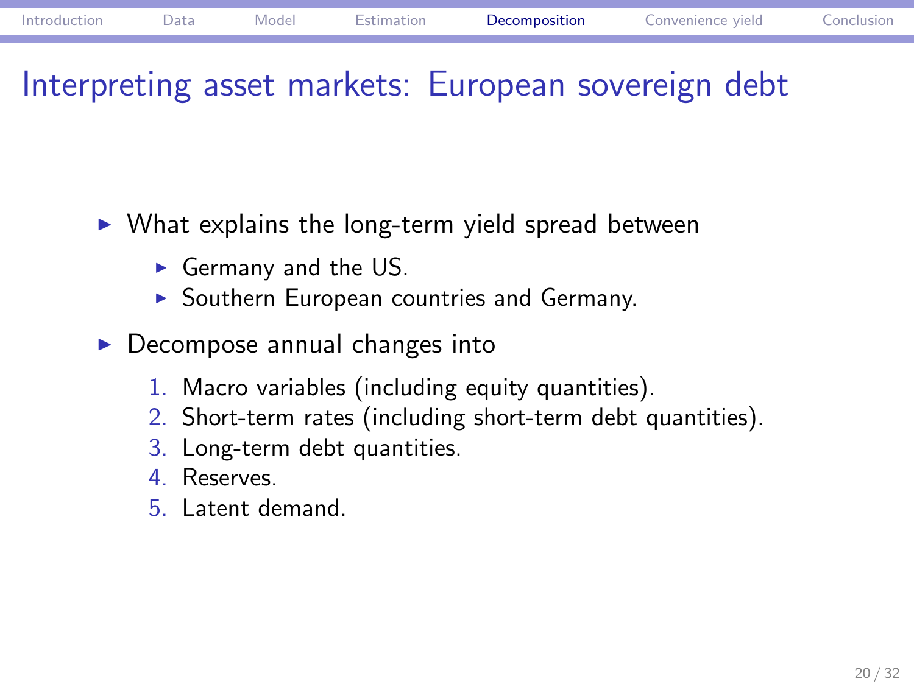# Interpreting asset markets: European sovereign debt

- What explains the long-term yield spread between
  - Germany and the US.
  - Southern European countries and Germany.
- Decompose annual changes into
  1. Macro variables (including equity quantities).
  2. Short-term rates (including short-term debt quantities).
  3. Long-term debt quantities.
  4. Reserves.
  5. Latent demand.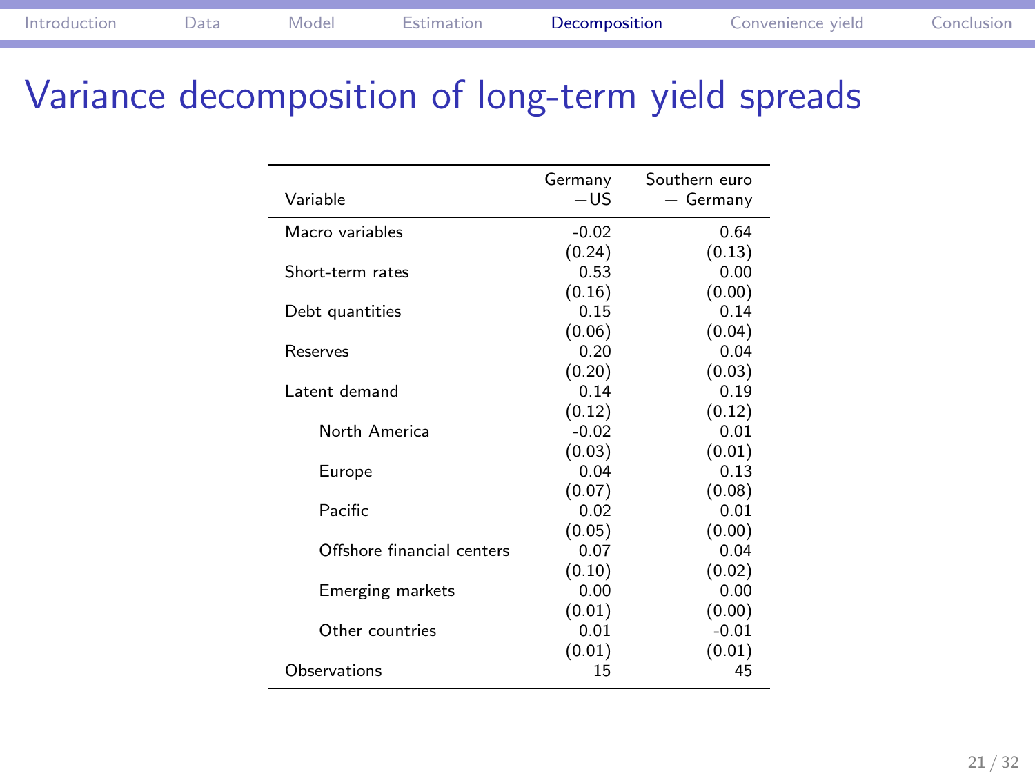# Variance decomposition of long-term yield spreads

| Variable | Germany —US | Southern euro — Germany |
|---|---|---|
| Macro variables | -0.02 | 0.64 |
| | (0.24) | (0.13) |
| Short-term rates | 0.53 | 0.00 |
| | (0.16) | (0.00) |
| Debt quantities | 0.15 | 0.14 |
| | (0.06) | (0.04) |
| Reserves | 0.20 | 0.04 |
| | (0.20) | (0.03) |
| Latent demand | 0.14 | 0.19 |
| | (0.12) | (0.12) |
| North America | -0.02 | 0.01 |
| | (0.03) | (0.01) |
| Europe | 0.04 | 0.13 |
| | (0.07) | (0.08) |
| Pacific | 0.02 | 0.01 |
| | (0.05) | (0.00) |
| Offshore financial centers | 0.07 | 0.04 |
| | (0.10) | (0.02) |
| Emerging markets | 0.00 | 0.00 |
| | (0.01) | (0.00) |
| Other countries | 0.01 | -0.01 |
| | (0.01) | (0.01) |
| Observations | 15 | 45 |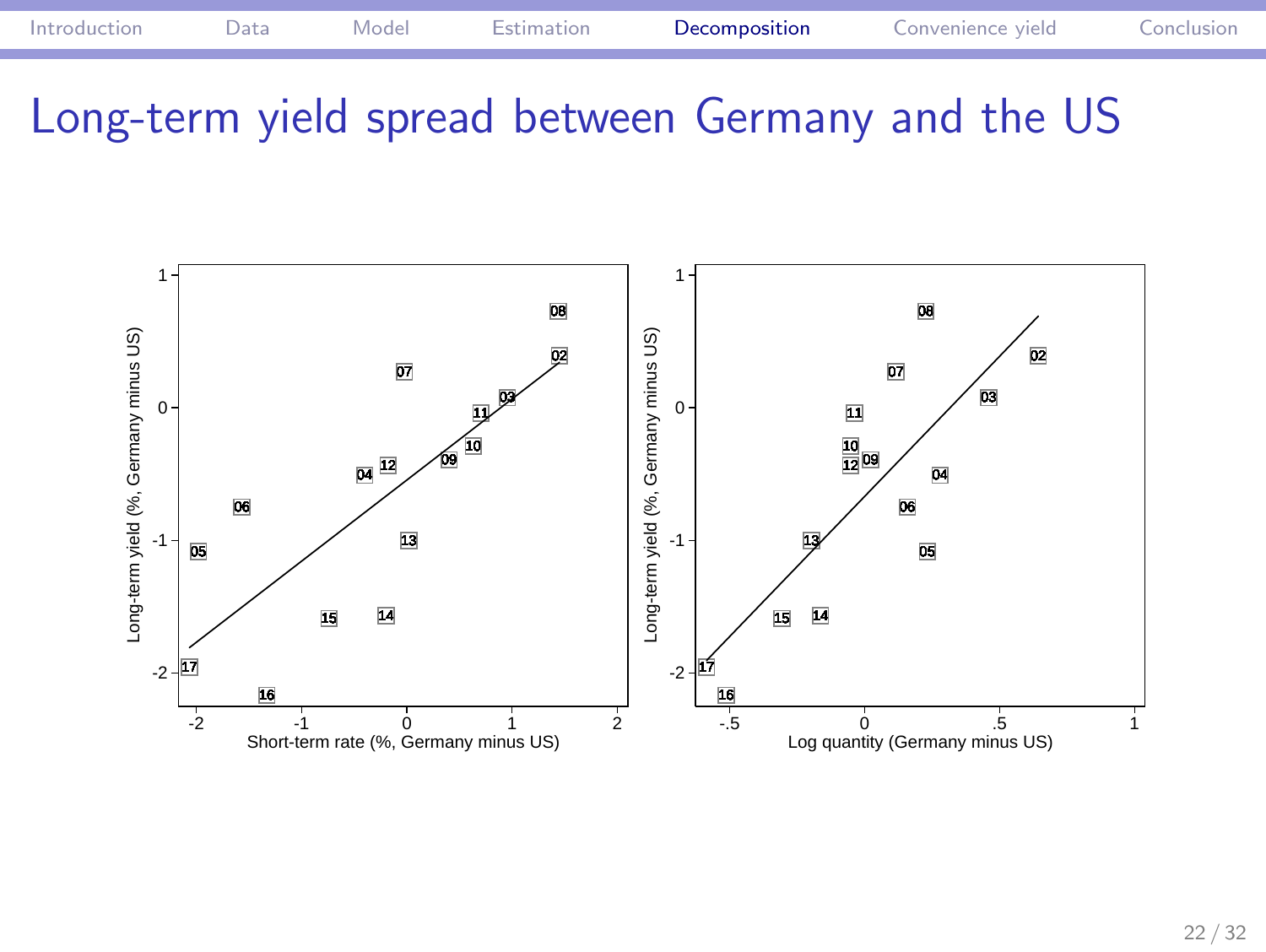# Long-term yield spread between Germany and the US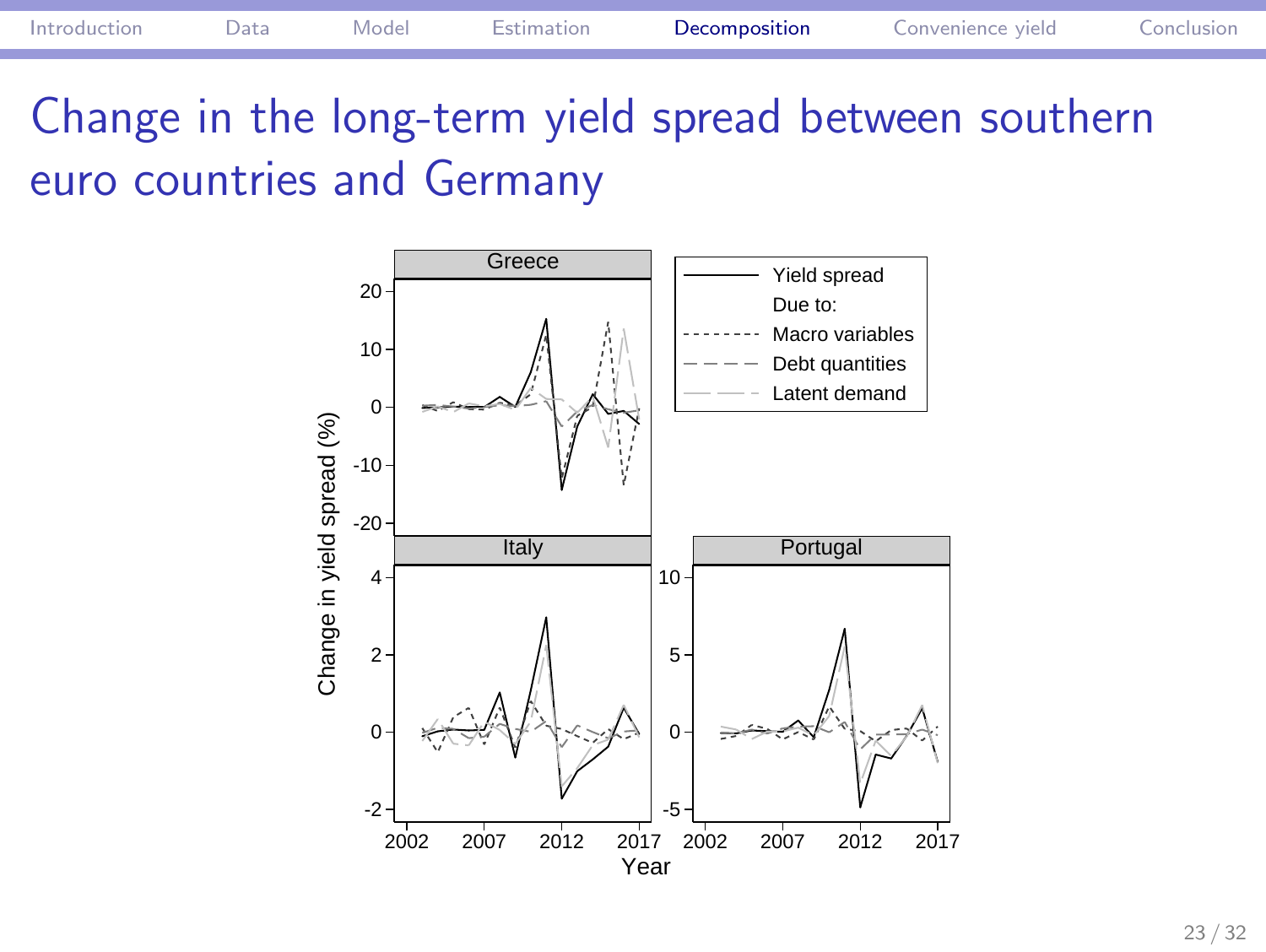# Change in the long-term yield spread between southern euro countries and Germany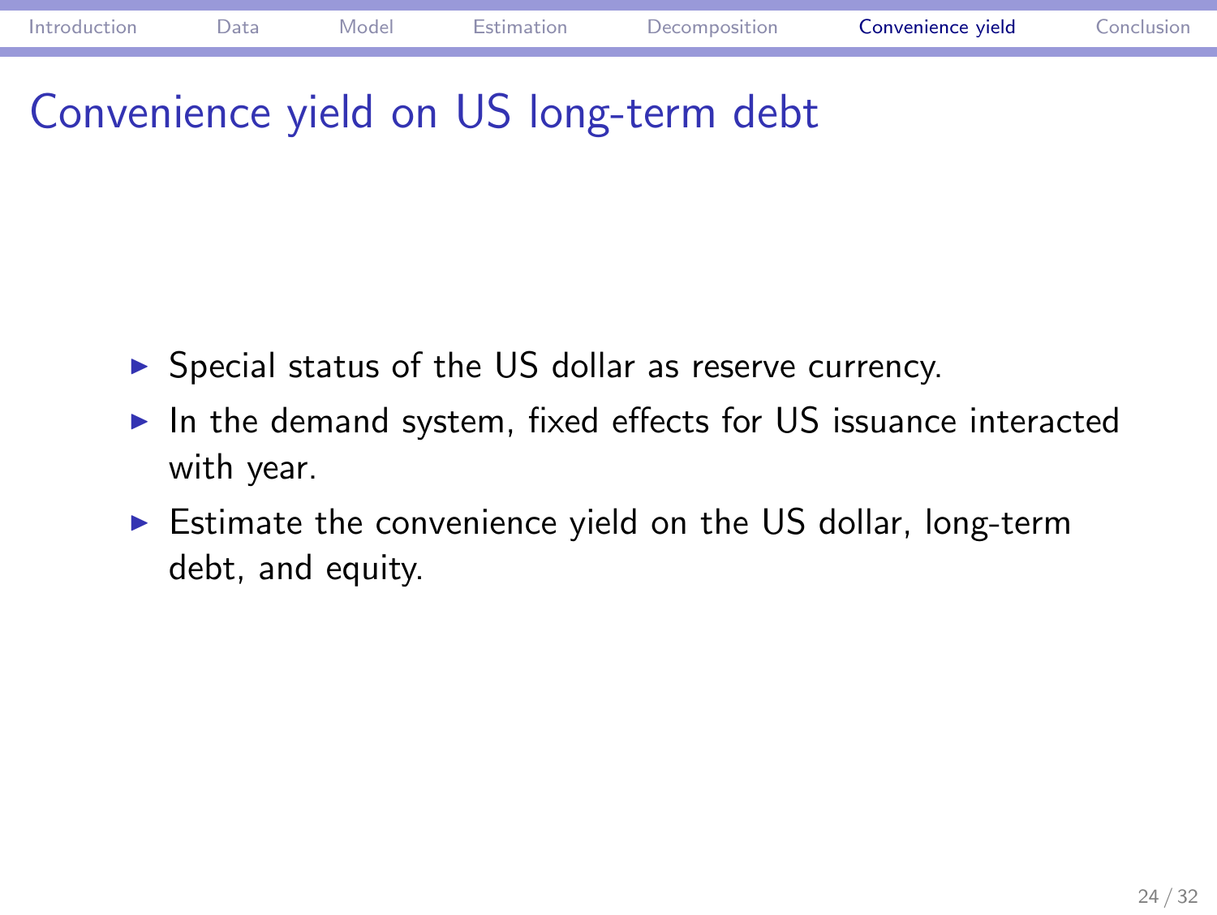# Convenience yield on US long-term debt

- Special status of the US dollar as reserve currency.
- In the demand system, fixed effects for US issuance interacted with year.
- Estimate the convenience yield on the US dollar, long-term debt, and equity.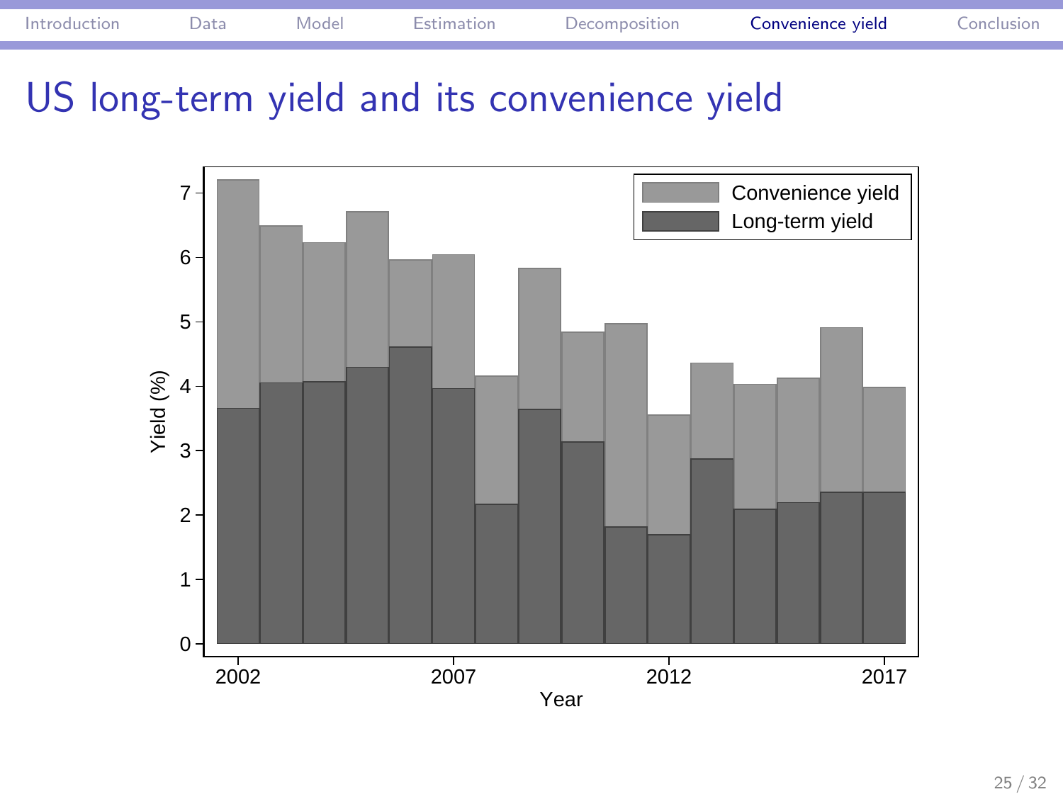# US long-term yield and its convenience yield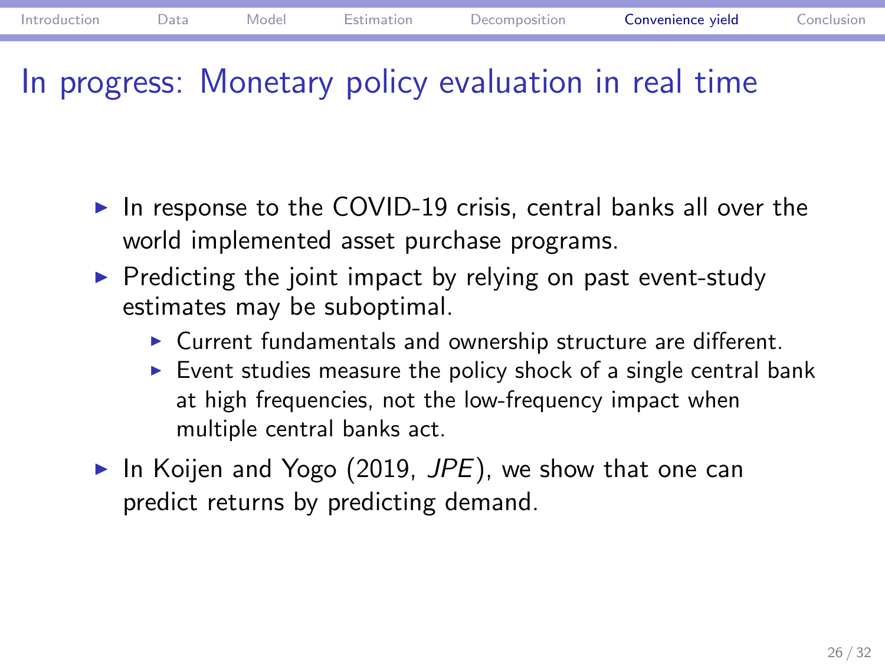# In progress: Monetary policy evaluation in real time

- In response to the COVID-19 crisis, central banks all over the world implemented asset purchase programs.
- Predicting the joint impact by relying on past event-study estimates may be suboptimal.
  - Current fundamentals and ownership structure are different.
  - Event studies measure the policy shock of a single central bank at high frequencies, not the low-frequency impact when multiple central banks act.
- In Koijen and Yogo (2019, *JPE*), we show that one can predict returns by predicting demand.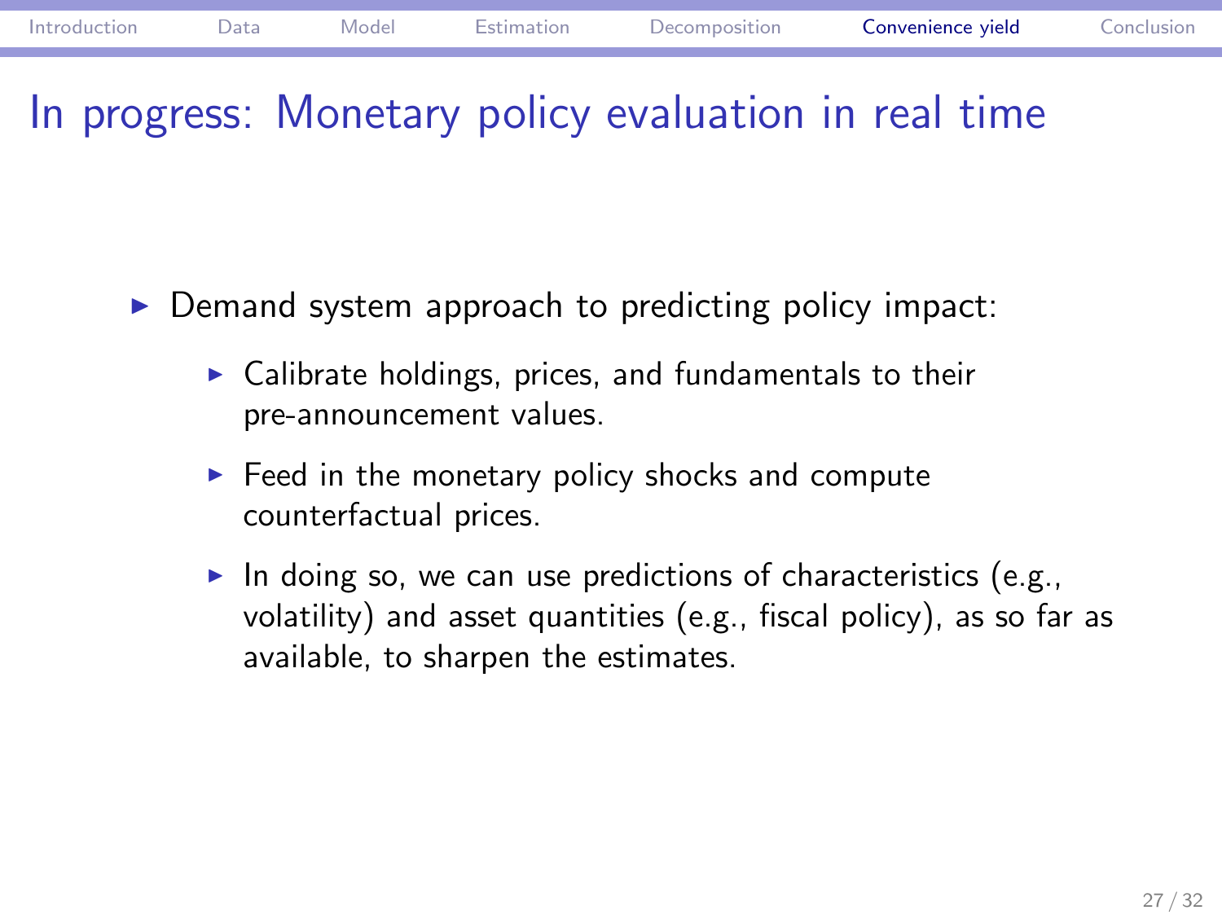# In progress: Monetary policy evaluation in real time

- Demand system approach to predicting policy impact:
  - Calibrate holdings, prices, and fundamentals to their pre-announcement values.
  - Feed in the monetary policy shocks and compute counterfactual prices.
  - In doing so, we can use predictions of characteristics (e.g., volatility) and asset quantities (e.g., fiscal policy), as so far as available, to sharpen the estimates.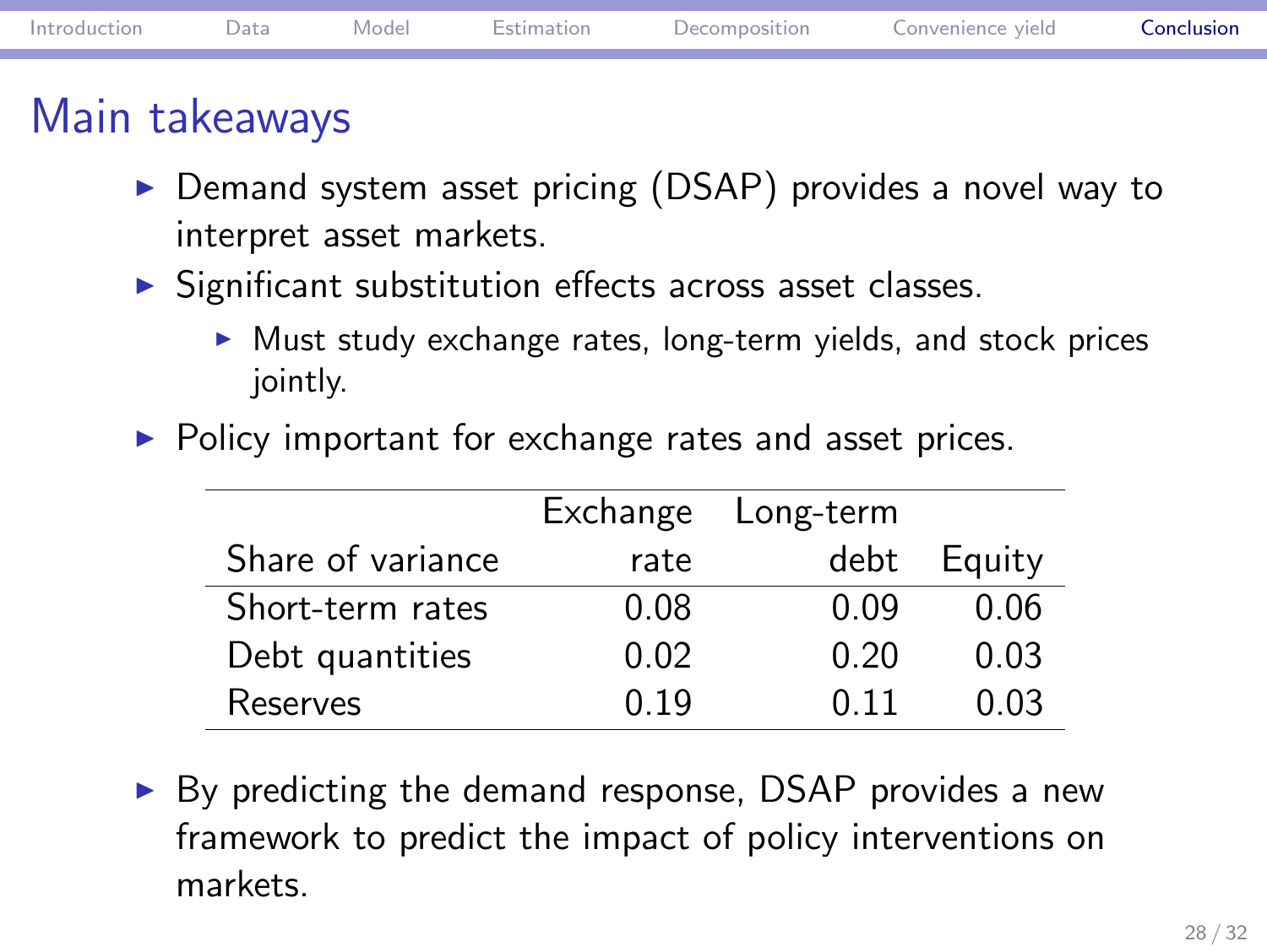# Main takeaways

- Demand system asset pricing (DSAP) provides a novel way to interpret asset markets.
- Significant substitution effects across asset classes.
  - Must study exchange rates, long-term yields, and stock prices jointly.
- Policy important for exchange rates and asset prices.

| Share of variance | Exchange rate | Long-term debt | Equity |
|---|---|---|---|
| Short-term rates | 0.08 | 0.09 | 0.06 |
| Debt quantities | 0.02 | 0.20 | 0.03 |
| Reserves | 0.19 | 0.11 | 0.03 |

- By predicting the demand response, DSAP provides a new framework to predict the impact of policy interventions on markets.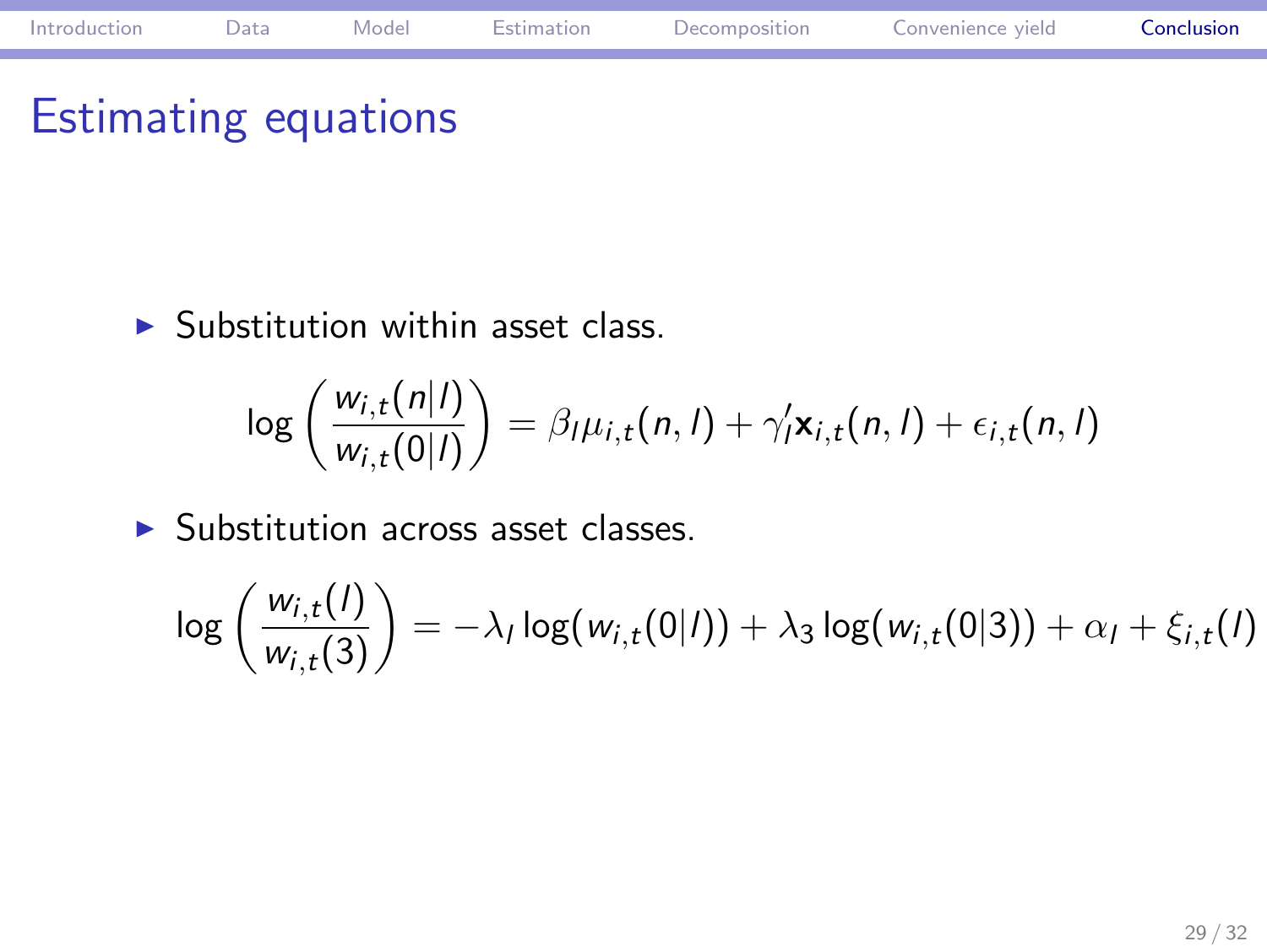# Estimating equations

- Substitution within asset class.

$$\log\left(\frac{w_{i,t}(n|l)}{w_{i,t}(0|l)}\right) = \beta_l \mu_{i,t}(n,l) + \gamma_l' \mathbf{x}_{i,t}(n,l) + \epsilon_{i,t}(n,l)$$

- Substitution across asset classes.

$$\log\left(\frac{w_{i,t}(l)}{w_{i,t}(3)}\right) = -\lambda_l \log(w_{i,t}(0|l)) + \lambda_3 \log(w_{i,t}(0|3)) + \alpha_l + \xi_{i,t}(l)$$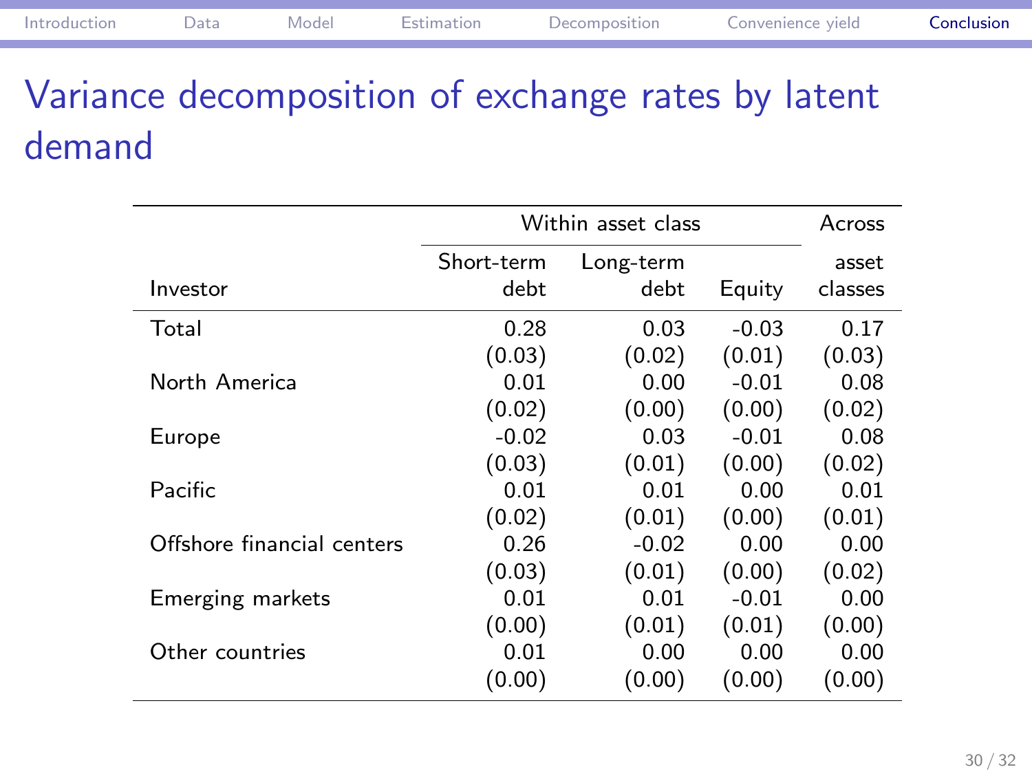# Variance decomposition of exchange rates by latent demand

| Investor | Within asset class | | | Across |
|---|---|---|---|---|
| | Short-term debt | Long-term debt | Equity | asset classes |
| Total | 0.28 | 0.03 | -0.03 | 0.17 |
| | (0.03) | (0.02) | (0.01) | (0.03) |
| North America | 0.01 | 0.00 | -0.01 | 0.08 |
| | (0.02) | (0.00) | (0.00) | (0.02) |
| Europe | -0.02 | 0.03 | -0.01 | 0.08 |
| | (0.03) | (0.01) | (0.00) | (0.02) |
| Pacific | 0.01 | 0.01 | 0.00 | 0.01 |
| | (0.02) | (0.01) | (0.00) | (0.01) |
| Offshore financial centers | 0.26 | -0.02 | 0.00 | 0.00 |
| | (0.03) | (0.01) | (0.00) | (0.02) |
| Emerging markets | 0.01 | 0.01 | -0.01 | 0.00 |
| | (0.00) | (0.01) | (0.01) | (0.00) |
| Other countries | 0.01 | 0.00 | 0.00 | 0.00 |
| | (0.00) | (0.00) | (0.00) | (0.00) |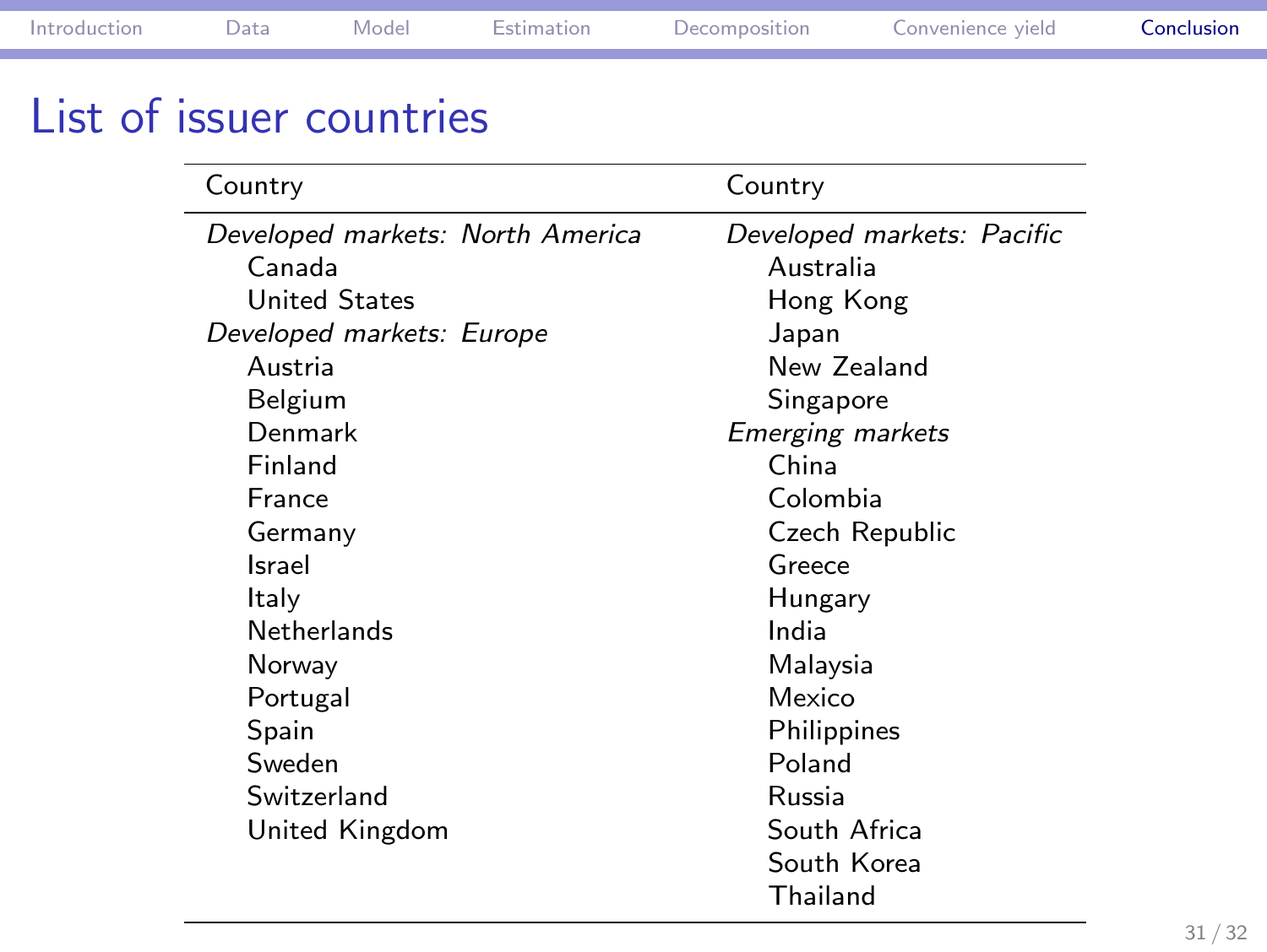# List of issuer countries

| Country | Country |
|---|---|
| *Developed markets: North America* | *Developed markets: Pacific* |
| Canada | Australia |
| United States | Hong Kong |
| *Developed markets: Europe* | Japan |
| Austria | New Zealand |
| Belgium | Singapore |
| Denmark | *Emerging markets* |
| Finland | China |
| France | Colombia |
| Germany | Czech Republic |
| Israel | Greece |
| Italy | Hungary |
| Netherlands | India |
| Norway | Malaysia |
| Portugal | Mexico |
| Spain | Philippines |
| Sweden | Poland |
| Switzerland | Russia |
| United Kingdom | South Africa |
| | South Korea |
| | Thailand |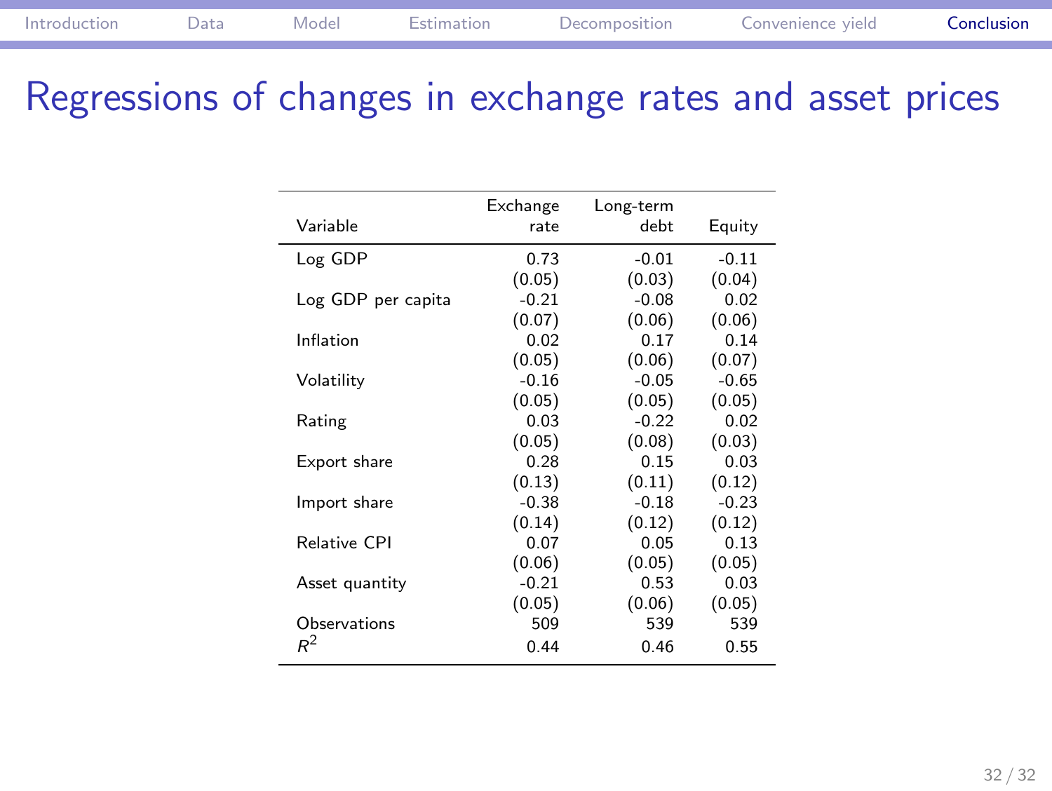# Regressions of changes in exchange rates and asset prices

| Variable | Exchange rate | Long-term debt | Equity |
|---|---|---|---|
| Log GDP | 0.73 | -0.01 | -0.11 |
| | (0.05) | (0.03) | (0.04) |
| Log GDP per capita | -0.21 | -0.08 | 0.02 |
| | (0.07) | (0.06) | (0.06) |
| Inflation | 0.02 | 0.17 | 0.14 |
| | (0.05) | (0.06) | (0.07) |
| Volatility | -0.16 | -0.05 | -0.65 |
| | (0.05) | (0.05) | (0.05) |
| Rating | 0.03 | -0.22 | 0.02 |
| | (0.05) | (0.08) | (0.03) |
| Export share | 0.28 | 0.15 | 0.03 |
| | (0.13) | (0.11) | (0.12) |
| Import share | -0.38 | -0.18 | -0.23 |
| | (0.14) | (0.12) | (0.12) |
| Relative CPI | 0.07 | 0.05 | 0.13 |
| | (0.06) | (0.05) | (0.05) |
| Asset quantity | -0.21 | 0.53 | 0.03 |
| | (0.05) | (0.06) | (0.05) |
| Observations | 509 | 539 | 539 |
| $R^2$ | 0.44 | 0.46 | 0.55 |